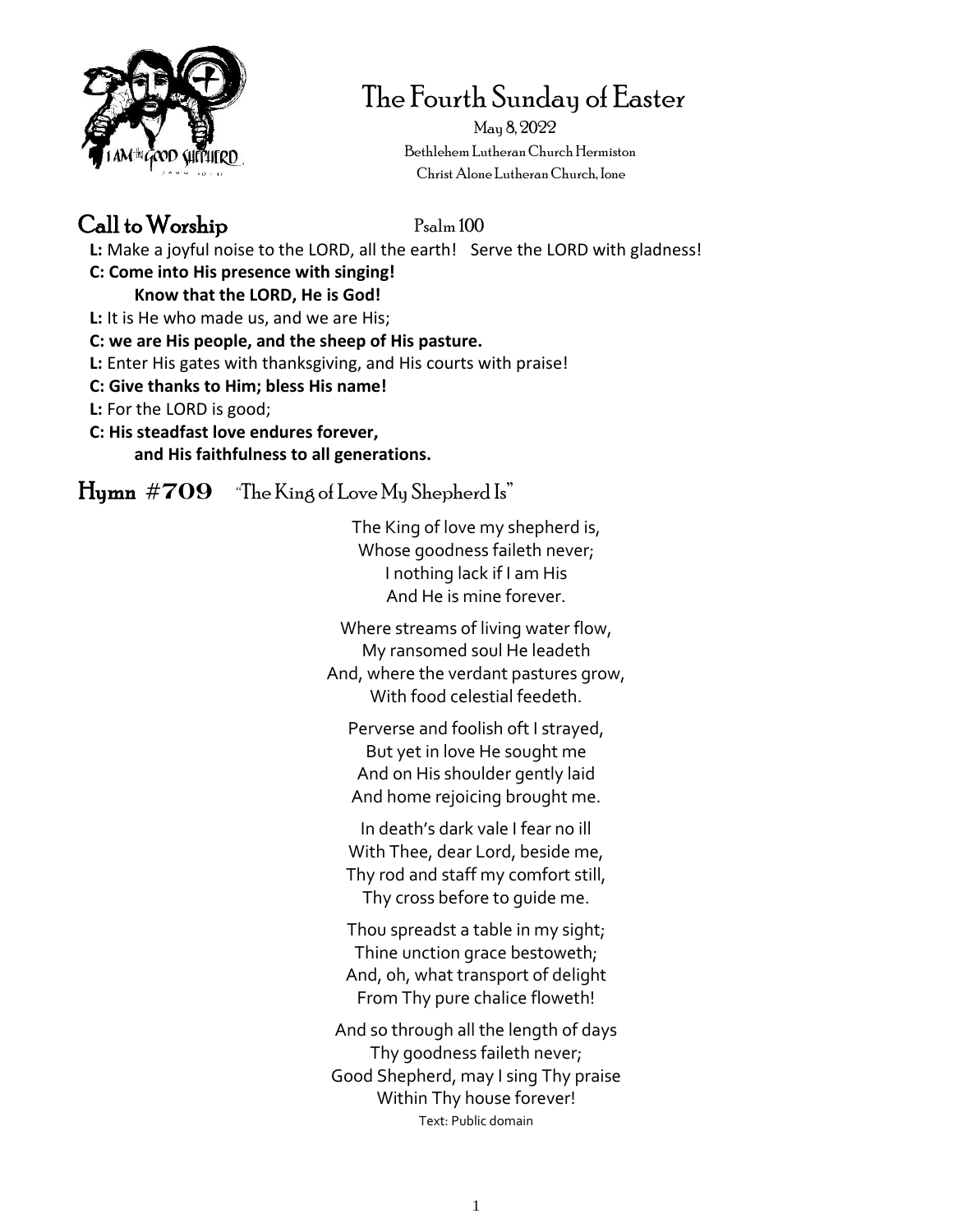# The Fourth Sunday of Easter

May 8, 2022

Bethlehem Lutheran Church Hermiston

Christ Alone Lutheran Church, Ione

## Call to Worship

Psalm 100

**L:** Make a joyful noise to the LORD, all the earth! Serve the LORD with gladness!

**C: Come into His presence with singing!**
**Know that the LORD, He is God!**

**L:** It is He who made us, and we are His;

**C: we are His people, and the sheep of His pasture.**

**L:** Enter His gates with thanksgiving, and His courts with praise!

**C: Give thanks to Him; bless His name!**

**L:** For the LORD is good;

**C: His steadfast love endures forever,**
**and His faithfulness to all generations.**

## Hymn #709 "The King of Love My Shepherd Is"

The King of love my shepherd is,
Whose goodness faileth never;
I nothing lack if I am His
And He is mine forever.

Where streams of living water flow,
My ransomed soul He leadeth
And, where the verdant pastures grow,
With food celestial feedeth.

Perverse and foolish oft I strayed,
But yet in love He sought me
And on His shoulder gently laid
And home rejoicing brought me.

In death's dark vale I fear no ill
With Thee, dear Lord, beside me,
Thy rod and staff my comfort still,
Thy cross before to guide me.

Thou spreadst a table in my sight;
Thine unction grace bestoweth;
And, oh, what transport of delight
From Thy pure chalice floweth!

And so through all the length of days
Thy goodness faileth never;
Good Shepherd, may I sing Thy praise
Within Thy house forever!

Text: Public domain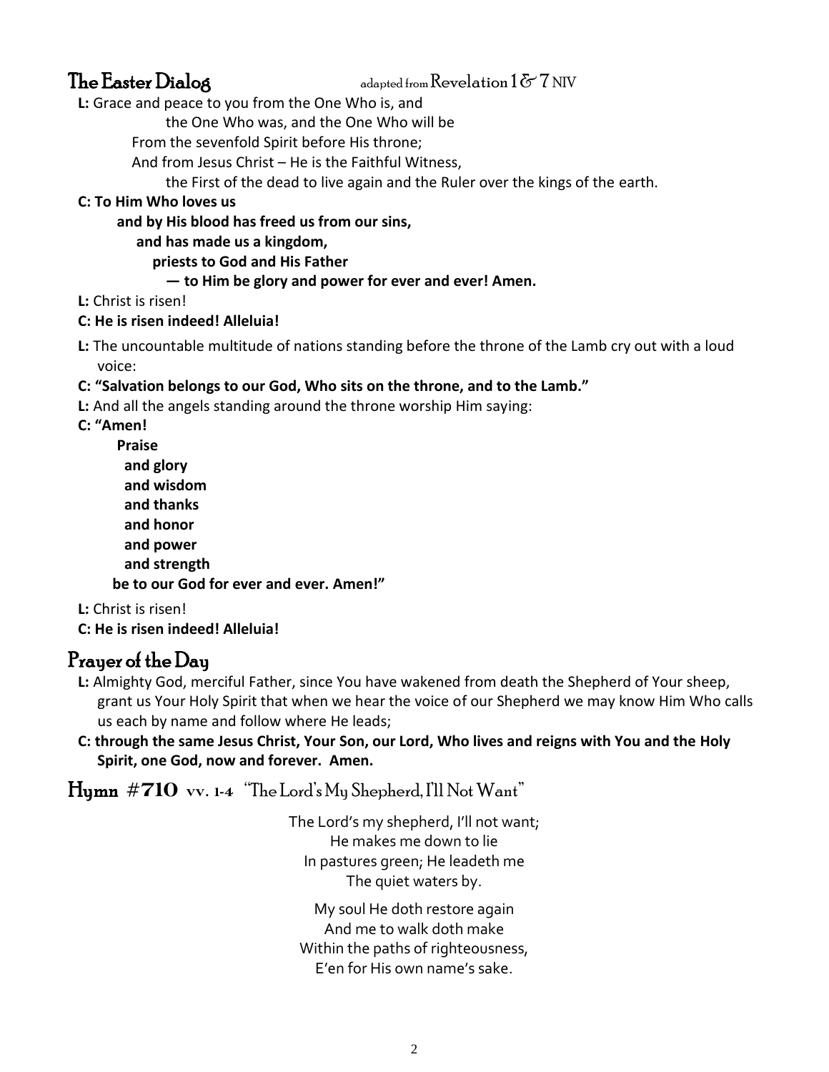## The Easter Dialog adapted from Revelation 1 & 7 NIV

**L:** Grace and peace to you from the One Who is, and
the One Who was, and the One Who will be
From the sevenfold Spirit before His throne;
And from Jesus Christ – He is the Faithful Witness,
the First of the dead to live again and the Ruler over the kings of the earth.

**C: To Him Who loves us**
**and by His blood has freed us from our sins,**
**and has made us a kingdom,**
**priests to God and His Father**
**— to Him be glory and power for ever and ever! Amen.**

**L:** Christ is risen!

**C: He is risen indeed! Alleluia!**

**L:** The uncountable multitude of nations standing before the throne of the Lamb cry out with a loud voice:

**C: "Salvation belongs to our God, Who sits on the throne, and to the Lamb."**

**L:** And all the angels standing around the throne worship Him saying:

**C: "Amen!**
**Praise**
**and glory**
**and wisdom**
**and thanks**
**and honor**
**and power**
**and strength**
**be to our God for ever and ever. Amen!"**

**L:** Christ is risen!

**C: He is risen indeed! Alleluia!**

## Prayer of the Day

**L:** Almighty God, merciful Father, since You have wakened from death the Shepherd of Your sheep, grant us Your Holy Spirit that when we hear the voice of our Shepherd we may know Him Who calls us each by name and follow where He leads;

**C: through the same Jesus Christ, Your Son, our Lord, Who lives and reigns with You and the Holy Spirit, one God, now and forever. Amen.**

## Hymn #710 vv. 1-4 "The Lord's My Shepherd, I'll Not Want"

The Lord's my shepherd, I'll not want;
He makes me down to lie
In pastures green; He leadeth me
The quiet waters by.

My soul He doth restore again
And me to walk doth make
Within the paths of righteousness,
E'en for His own name's sake.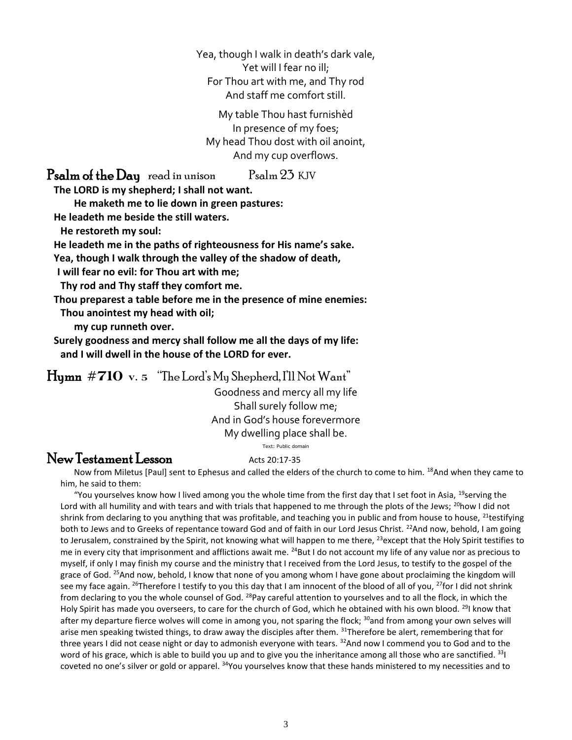Yea, though I walk in death's dark vale,
Yet will I fear no ill;
For Thou art with me, and Thy rod
And staff me comfort still.

My table Thou hast furnishèd
In presence of my foes;
My head Thou dost with oil anoint,
And my cup overflows.

## Psalm of the Day read in unison Psalm 23 KJV

**The LORD is my shepherd; I shall not want.**
**He maketh me to lie down in green pastures:**
**He leadeth me beside the still waters.**
**He restoreth my soul:**
**He leadeth me in the paths of righteousness for His name's sake.**
**Yea, though I walk through the valley of the shadow of death,**
**I will fear no evil: for Thou art with me;**
**Thy rod and Thy staff they comfort me.**
**Thou preparest a table before me in the presence of mine enemies:**
**Thou anointest my head with oil;**
**my cup runneth over.**
**Surely goodness and mercy shall follow me all the days of my life:**
**and I will dwell in the house of the LORD for ever.**

## Hymn #710 v. 5 "The Lord's My Shepherd, I'll Not Want"

Goodness and mercy all my life
Shall surely follow me;
And in God's house forevermore
My dwelling place shall be.

Text: Public domain

## New Testament Lesson Acts 20:17-35

Now from Miletus [Paul] sent to Ephesus and called the elders of the church to come to him. [18]And when they came to him, he said to them:

"You yourselves know how I lived among you the whole time from the first day that I set foot in Asia, [19]serving the Lord with all humility and with tears and with trials that happened to me through the plots of the Jews; [20]how I did not shrink from declaring to you anything that was profitable, and teaching you in public and from house to house, [21]testifying both to Jews and to Greeks of repentance toward God and of faith in our Lord Jesus Christ. [22]And now, behold, I am going to Jerusalem, constrained by the Spirit, not knowing what will happen to me there, [23]except that the Holy Spirit testifies to me in every city that imprisonment and afflictions await me. [24]But I do not account my life of any value nor as precious to myself, if only I may finish my course and the ministry that I received from the Lord Jesus, to testify to the gospel of the grace of God. [25]And now, behold, I know that none of you among whom I have gone about proclaiming the kingdom will see my face again. [26]Therefore I testify to you this day that I am innocent of the blood of all of you, [27]for I did not shrink from declaring to you the whole counsel of God. [28]Pay careful attention to yourselves and to all the flock, in which the Holy Spirit has made you overseers, to care for the church of God, which he obtained with his own blood. [29]I know that after my departure fierce wolves will come in among you, not sparing the flock; [30]and from among your own selves will arise men speaking twisted things, to draw away the disciples after them. [31]Therefore be alert, remembering that for three years I did not cease night or day to admonish everyone with tears. [32]And now I commend you to God and to the word of his grace, which is able to build you up and to give you the inheritance among all those who are sanctified. [33]I coveted no one's silver or gold or apparel. [34]You yourselves know that these hands ministered to my necessities and to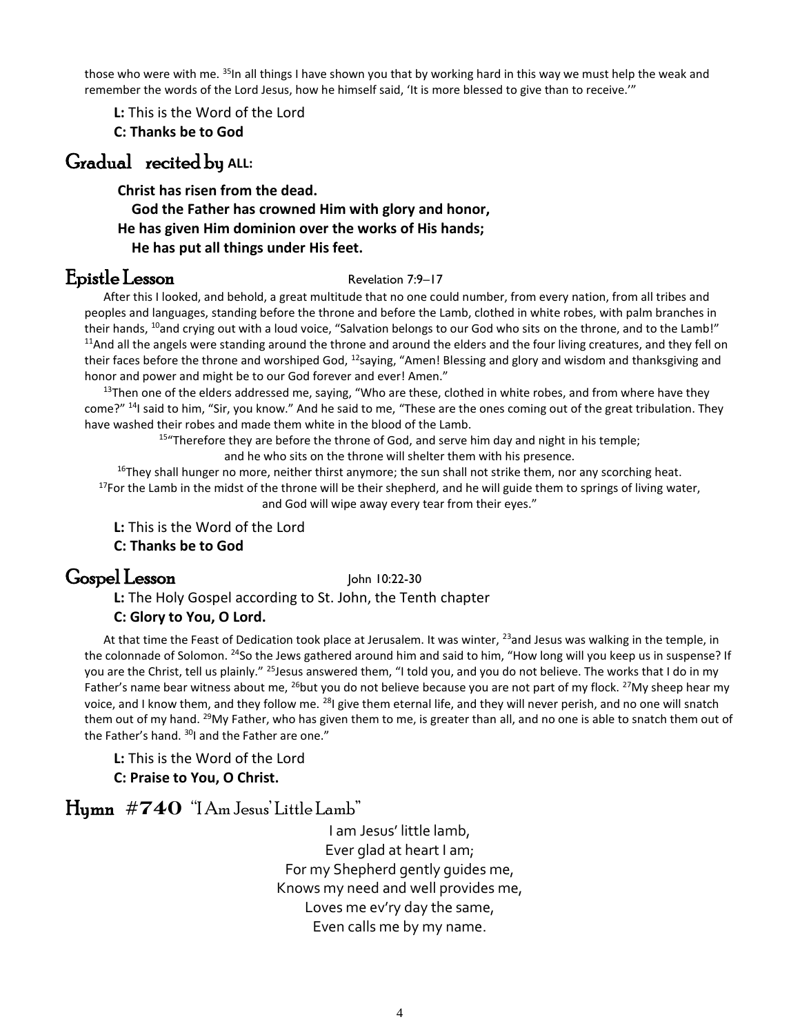those who were with me. [35]In all things I have shown you that by working hard in this way we must help the weak and remember the words of the Lord Jesus, how he himself said, 'It is more blessed to give than to receive.'"

**L:** This is the Word of the Lord
**C: Thanks be to God**

## Gradual recited by **ALL:**

**Christ has risen from the dead.**
**God the Father has crowned Him with glory and honor,**
**He has given Him dominion over the works of His hands;**
**He has put all things under His feet.**

## Epistle Lesson Revelation 7:9–17

After this I looked, and behold, a great multitude that no one could number, from every nation, from all tribes and peoples and languages, standing before the throne and before the Lamb, clothed in white robes, with palm branches in their hands, [10]and crying out with a loud voice, "Salvation belongs to our God who sits on the throne, and to the Lamb!" [11]And all the angels were standing around the throne and around the elders and the four living creatures, and they fell on their faces before the throne and worshiped God, [12]saying, "Amen! Blessing and glory and wisdom and thanksgiving and honor and power and might be to our God forever and ever! Amen."

[13]Then one of the elders addressed me, saying, "Who are these, clothed in white robes, and from where have they come?" [14]I said to him, "Sir, you know." And he said to me, "These are the ones coming out of the great tribulation. They have washed their robes and made them white in the blood of the Lamb.

[15]"Therefore they are before the throne of God, and serve him day and night in his temple;
and he who sits on the throne will shelter them with his presence.
[16]They shall hunger no more, neither thirst anymore; the sun shall not strike them, nor any scorching heat.
[17]For the Lamb in the midst of the throne will be their shepherd, and he will guide them to springs of living water,
and God will wipe away every tear from their eyes."

**L:** This is the Word of the Lord
**C: Thanks be to God**

## Gospel Lesson John 10:22-30

**L:** The Holy Gospel according to St. John, the Tenth chapter
**C: Glory to You, O Lord.**

At that time the Feast of Dedication took place at Jerusalem. It was winter, [23]and Jesus was walking in the temple, in the colonnade of Solomon. [24]So the Jews gathered around him and said to him, "How long will you keep us in suspense? If you are the Christ, tell us plainly." [25]Jesus answered them, "I told you, and you do not believe. The works that I do in my Father's name bear witness about me, [26]but you do not believe because you are not part of my flock. [27]My sheep hear my voice, and I know them, and they follow me. [28]I give them eternal life, and they will never perish, and no one will snatch them out of my hand. [29]My Father, who has given them to me, is greater than all, and no one is able to snatch them out of the Father's hand. [30]I and the Father are one."

**L:** This is the Word of the Lord
**C: Praise to You, O Christ.**

## Hymn #740 "I Am Jesus' Little Lamb"

I am Jesus' little lamb,
Ever glad at heart I am;
For my Shepherd gently guides me,
Knows my need and well provides me,
Loves me ev'ry day the same,
Even calls me by my name.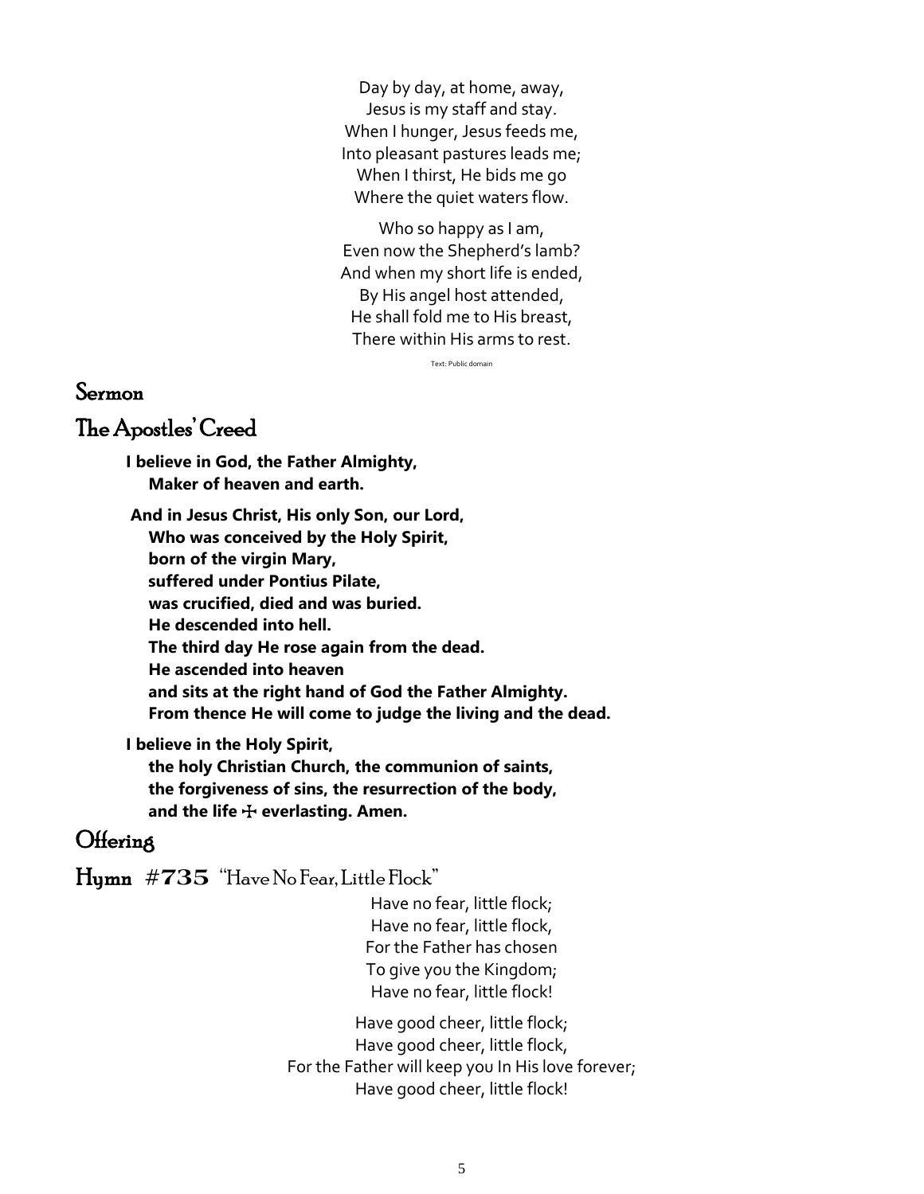Day by day, at home, away,
Jesus is my staff and stay.
When I hunger, Jesus feeds me,
Into pleasant pastures leads me;
When I thirst, He bids me go
Where the quiet waters flow.

Who so happy as I am,
Even now the Shepherd's lamb?
And when my short life is ended,
By His angel host attended,
He shall fold me to His breast,
There within His arms to rest.

Text: Public domain

## Sermon

## The Apostles' Creed

**I believe in God, the Father Almighty,
Maker of heaven and earth.**

**And in Jesus Christ, His only Son, our Lord,
Who was conceived by the Holy Spirit,
born of the virgin Mary,
suffered under Pontius Pilate,
was crucified, died and was buried.
He descended into hell.
The third day He rose again from the dead.
He ascended into heaven
and sits at the right hand of God the Father Almighty.
From thence He will come to judge the living and the dead.**

**I believe in the Holy Spirit,
the holy Christian Church, the communion of saints,
the forgiveness of sins, the resurrection of the body,
and the life ☩ everlasting. Amen.**

## Offering

## Hymn #735 "Have No Fear, Little Flock"

Have no fear, little flock;
Have no fear, little flock,
For the Father has chosen
To give you the Kingdom;
Have no fear, little flock!

Have good cheer, little flock;
Have good cheer, little flock,
For the Father will keep you In His love forever;
Have good cheer, little flock!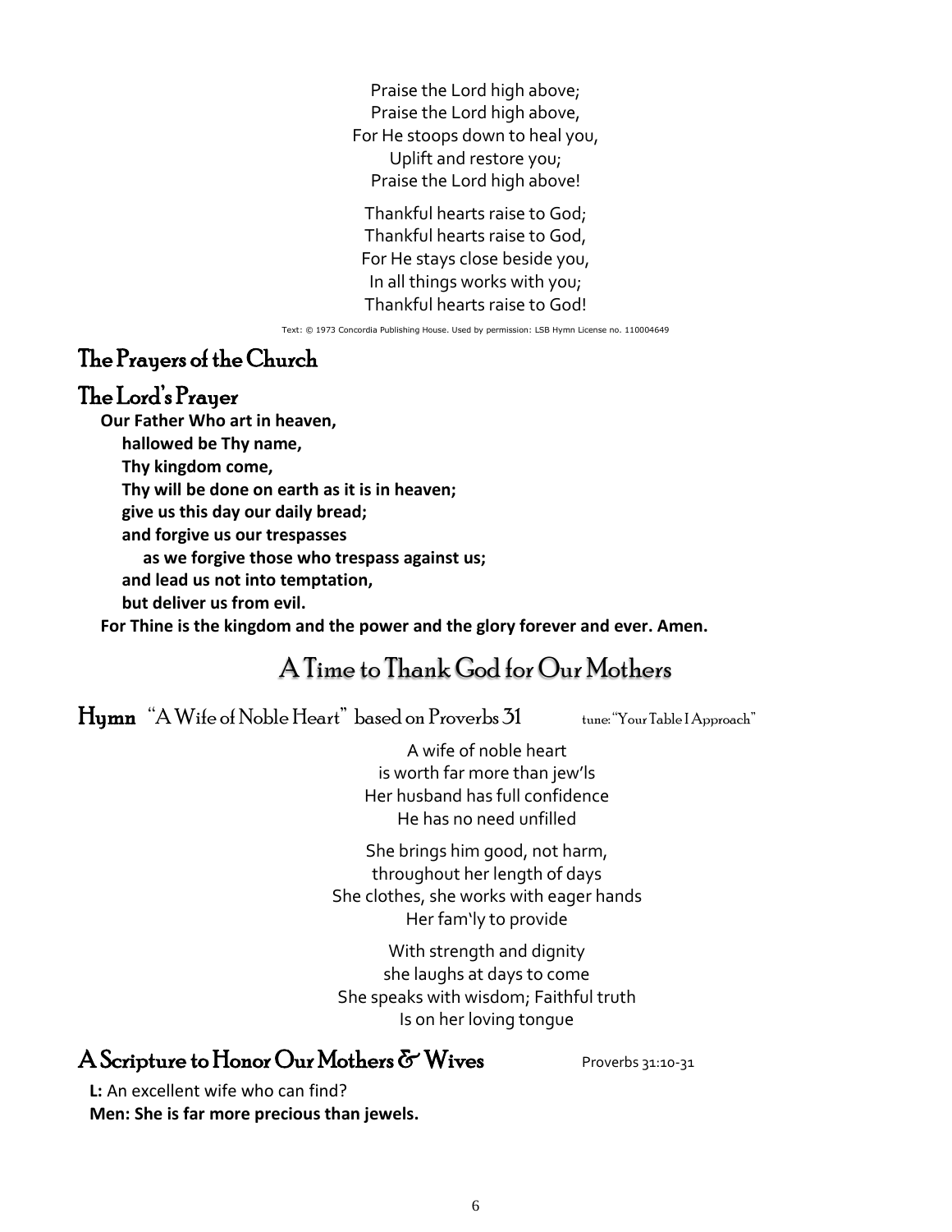Praise the Lord high above;
Praise the Lord high above,
For He stoops down to heal you,
Uplift and restore you;
Praise the Lord high above!

Thankful hearts raise to God;
Thankful hearts raise to God,
For He stays close beside you,
In all things works with you;
Thankful hearts raise to God!

Text: © 1973 Concordia Publishing House. Used by permission: LSB Hymn License no. 110004649

## The Prayers of the Church

## The Lord's Prayer

**Our Father Who art in heaven,**
**hallowed be Thy name,**
**Thy kingdom come,**
**Thy will be done on earth as it is in heaven;**
**give us this day our daily bread;**
**and forgive us our trespasses**
**as we forgive those who trespass against us;**
**and lead us not into temptation,**
**but deliver us from evil.**
**For Thine is the kingdom and the power and the glory forever and ever. Amen.**

# A Time to Thank God for Our Mothers

## Hymn "A Wife of Noble Heart" based on Proverbs 31

tune: "Your Table I Approach"

A wife of noble heart
is worth far more than jew'ls
Her husband has full confidence
He has no need unfilled

She brings him good, not harm,
throughout her length of days
She clothes, she works with eager hands
Her fam'ly to provide

With strength and dignity
she laughs at days to come
She speaks with wisdom; Faithful truth
Is on her loving tongue

## A Scripture to Honor Our Mothers & Wives

Proverbs 31:10-31

**L:** An excellent wife who can find?
**Men: She is far more precious than jewels.**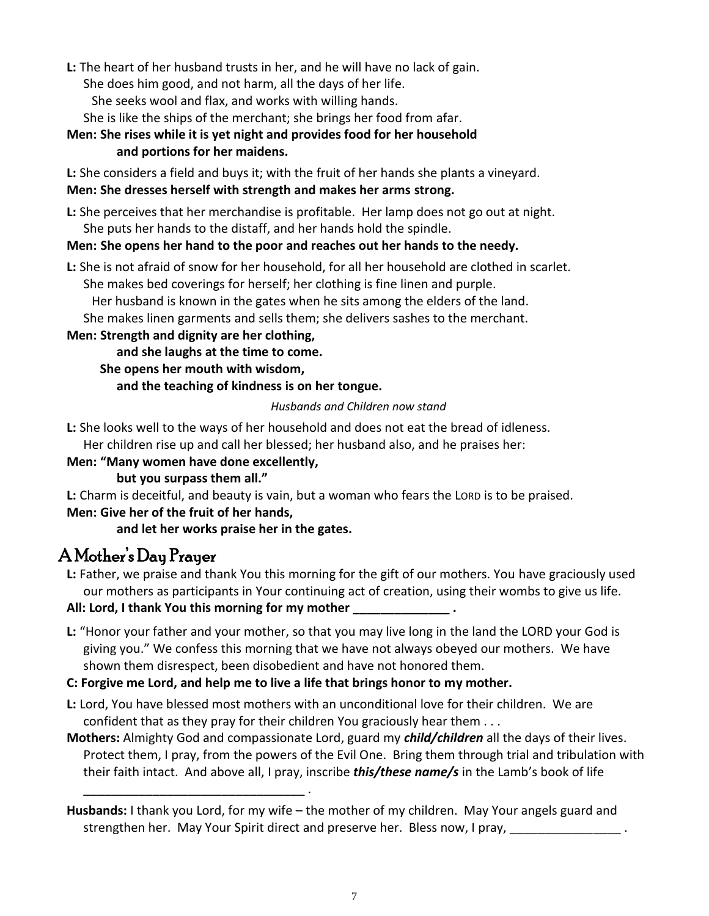**L:** The heart of her husband trusts in her, and he will have no lack of gain.
She does him good, and not harm, all the days of her life.
She seeks wool and flax, and works with willing hands.
She is like the ships of the merchant; she brings her food from afar.

**Men: She rises while it is yet night and provides food for her household and portions for her maidens.**

**L:** She considers a field and buys it; with the fruit of her hands she plants a vineyard.

**Men: She dresses herself with strength and makes her arms strong.**

**L:** She perceives that her merchandise is profitable. Her lamp does not go out at night.
She puts her hands to the distaff, and her hands hold the spindle.

**Men: She opens her hand to the poor and reaches out her hands to the needy.**

**L:** She is not afraid of snow for her household, for all her household are clothed in scarlet.
She makes bed coverings for herself; her clothing is fine linen and purple.
Her husband is known in the gates when he sits among the elders of the land.
She makes linen garments and sells them; she delivers sashes to the merchant.

**Men: Strength and dignity are her clothing,
and she laughs at the time to come.
She opens her mouth with wisdom,
and the teaching of kindness is on her tongue.**

*Husbands and Children now stand*

**L:** She looks well to the ways of her household and does not eat the bread of idleness.
Her children rise up and call her blessed; her husband also, and he praises her:

**Men: "Many women have done excellently,
but you surpass them all."**

**L:** Charm is deceitful, and beauty is vain, but a woman who fears the LORD is to be praised.

**Men: Give her of the fruit of her hands,
and let her works praise her in the gates.**

## A Mother's Day Prayer

**L:** Father, we praise and thank You this morning for the gift of our mothers. You have graciously used our mothers as participants in Your continuing act of creation, using their wombs to give us life.

**All: Lord, I thank You this morning for my mother ______________ .**

**L:** "Honor your father and your mother, so that you may live long in the land the LORD your God is giving you." We confess this morning that we have not always obeyed our mothers. We have shown them disrespect, been disobedient and have not honored them.

**C: Forgive me Lord, and help me to live a life that brings honor to my mother.**

**L:** Lord, You have blessed most mothers with an unconditional love for their children. We are confident that as they pray for their children You graciously hear them . . .

**Mothers:** Almighty God and compassionate Lord, guard my ***child/children*** all the days of their lives. Protect them, I pray, from the powers of the Evil One. Bring them through trial and tribulation with their faith intact. And above all, I pray, inscribe ***this/these name/s*** in the Lamb's book of life
_________________________________ .

**Husbands:** I thank you Lord, for my wife – the mother of my children. May Your angels guard and strengthen her. May Your Spirit direct and preserve her. Bless now, I pray, ________________ .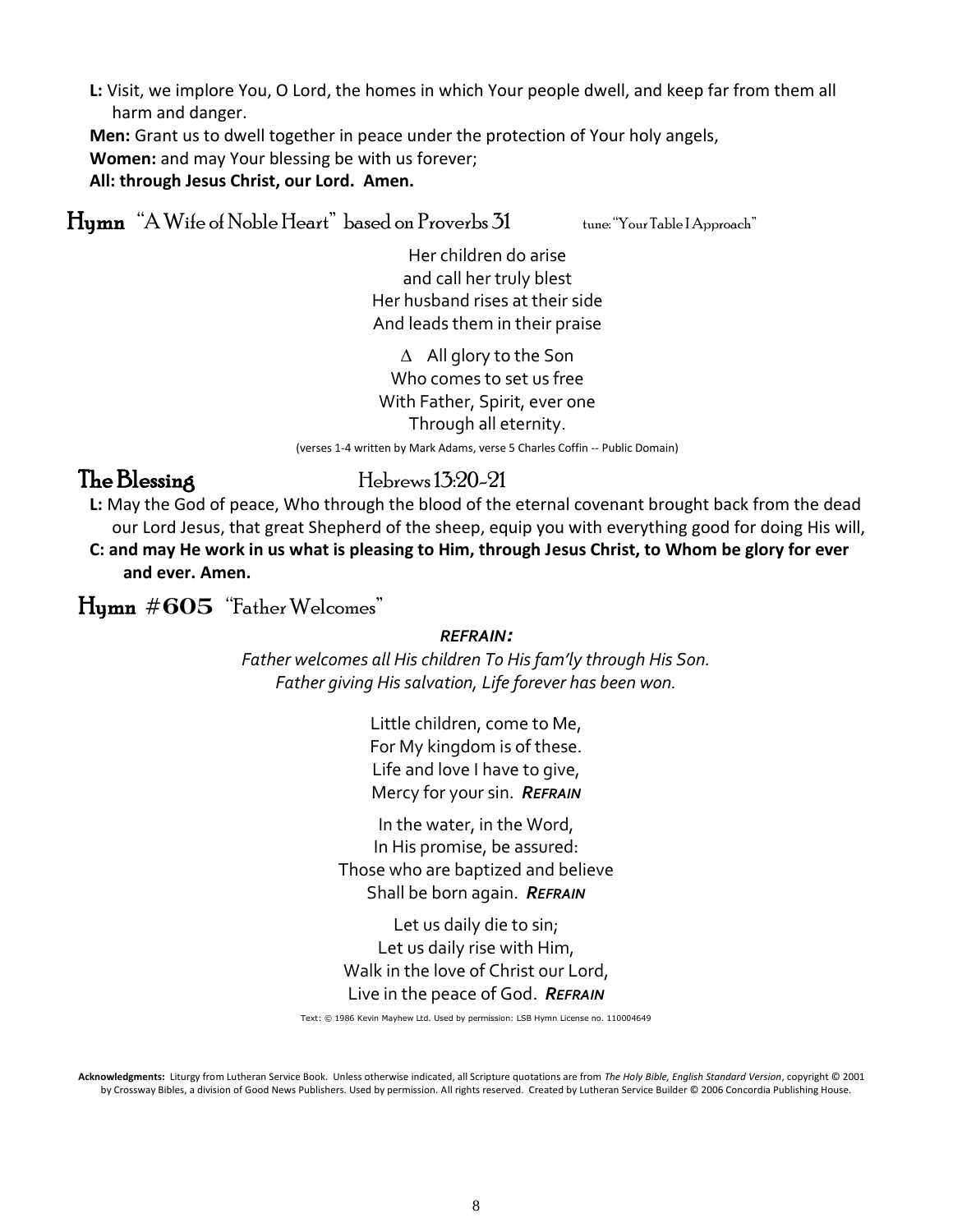**L:** Visit, we implore You, O Lord, the homes in which Your people dwell, and keep far from them all harm and danger.

**Men:** Grant us to dwell together in peace under the protection of Your holy angels,

**Women:** and may Your blessing be with us forever;

**All: through Jesus Christ, our Lord. Amen.**

## Hymn "A Wife of Noble Heart" based on Proverbs 31 tune: "Your Table I Approach"

Her children do arise
and call her truly blest
Her husband rises at their side
And leads them in their praise

Δ All glory to the Son
Who comes to set us free
With Father, Spirit, ever one
Through all eternity.

(verses 1-4 written by Mark Adams, verse 5 Charles Coffin -- Public Domain)

## The Blessing Hebrews 13:20-21

**L:** May the God of peace, Who through the blood of the eternal covenant brought back from the dead our Lord Jesus, that great Shepherd of the sheep, equip you with everything good for doing His will,

**C: and may He work in us what is pleasing to Him, through Jesus Christ, to Whom be glory for ever and ever. Amen.**

## Hymn #605 "Father Welcomes"

***REFRAIN:***

*Father welcomes all His children To His fam'ly through His Son.*
*Father giving His salvation, Life forever has been won.*

Little children, come to Me,
For My kingdom is of these.
Life and love I have to give,
Mercy for your sin. ***REFRAIN***

In the water, in the Word,
In His promise, be assured:
Those who are baptized and believe
Shall be born again. ***REFRAIN***

Let us daily die to sin;
Let us daily rise with Him,
Walk in the love of Christ our Lord,
Live in the peace of God. ***REFRAIN***

Text: © 1986 Kevin Mayhew Ltd. Used by permission: LSB Hymn License no. 110004649

**Acknowledgments:** Liturgy from Lutheran Service Book. Unless otherwise indicated, all Scripture quotations are from *The Holy Bible, English Standard Version*, copyright © 2001 by Crossway Bibles, a division of Good News Publishers. Used by permission. All rights reserved. Created by Lutheran Service Builder © 2006 Concordia Publishing House.